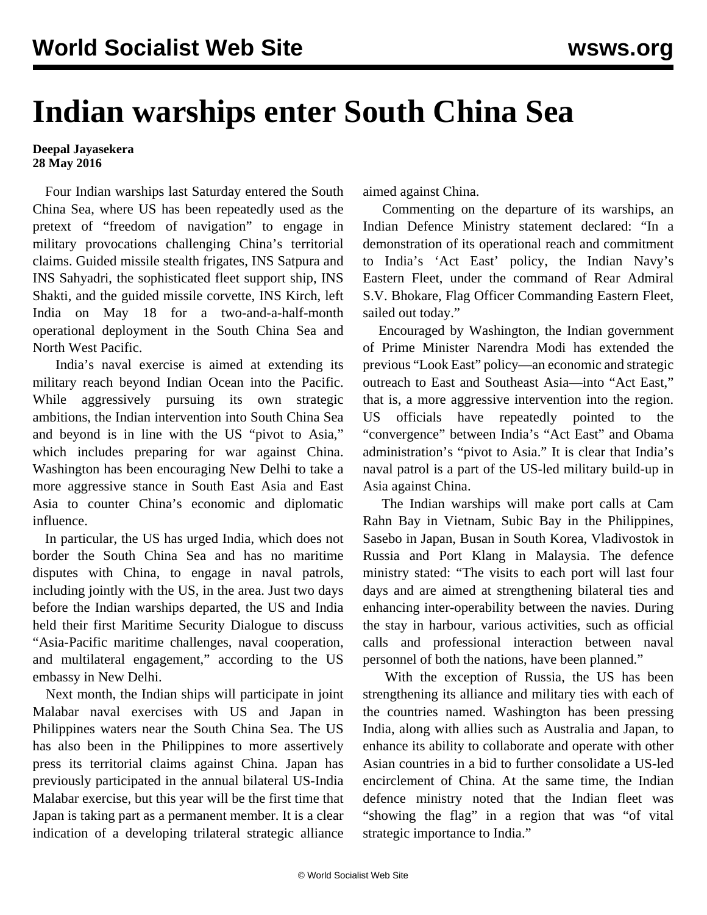# Indian warships enter South China Sea

**Deepal Jayasekera**
**28 May 2016**

Four Indian warships last Saturday entered the South China Sea, where US has been repeatedly used as the pretext of "freedom of navigation" to engage in military provocations challenging China's territorial claims. Guided missile stealth frigates, INS Satpura and INS Sahyadri, the sophisticated fleet support ship, INS Shakti, and the guided missile corvette, INS Kirch, left India on May 18 for a two-and-a-half-month operational deployment in the South China Sea and North West Pacific.

India's naval exercise is aimed at extending its military reach beyond Indian Ocean into the Pacific. While aggressively pursuing its own strategic ambitions, the Indian intervention into South China Sea and beyond is in line with the US "pivot to Asia," which includes preparing for war against China. Washington has been encouraging New Delhi to take a more aggressive stance in South East Asia and East Asia to counter China's economic and diplomatic influence.

In particular, the US has urged India, which does not border the South China Sea and has no maritime disputes with China, to engage in naval patrols, including jointly with the US, in the area. Just two days before the Indian warships departed, the US and India held their first Maritime Security Dialogue to discuss "Asia-Pacific maritime challenges, naval cooperation, and multilateral engagement," according to the US embassy in New Delhi.

Next month, the Indian ships will participate in joint Malabar naval exercises with US and Japan in Philippines waters near the South China Sea. The US has also been in the Philippines to more assertively press its territorial claims against China. Japan has previously participated in the annual bilateral US-India Malabar exercise, but this year will be the first time that Japan is taking part as a permanent member. It is a clear indication of a developing trilateral strategic alliance aimed against China.

Commenting on the departure of its warships, an Indian Defence Ministry statement declared: "In a demonstration of its operational reach and commitment to India's 'Act East' policy, the Indian Navy's Eastern Fleet, under the command of Rear Admiral S.V. Bhokare, Flag Officer Commanding Eastern Fleet, sailed out today."

Encouraged by Washington, the Indian government of Prime Minister Narendra Modi has extended the previous "Look East" policy—an economic and strategic outreach to East and Southeast Asia—into "Act East," that is, a more aggressive intervention into the region. US officials have repeatedly pointed to the "convergence" between India's "Act East" and Obama administration's "pivot to Asia." It is clear that India's naval patrol is a part of the US-led military build-up in Asia against China.

The Indian warships will make port calls at Cam Rahn Bay in Vietnam, Subic Bay in the Philippines, Sasebo in Japan, Busan in South Korea, Vladivostok in Russia and Port Klang in Malaysia. The defence ministry stated: "The visits to each port will last four days and are aimed at strengthening bilateral ties and enhancing inter-operability between the navies. During the stay in harbour, various activities, such as official calls and professional interaction between naval personnel of both the nations, have been planned."

With the exception of Russia, the US has been strengthening its alliance and military ties with each of the countries named. Washington has been pressing India, along with allies such as Australia and Japan, to enhance its ability to collaborate and operate with other Asian countries in a bid to further consolidate a US-led encirclement of China. At the same time, the Indian defence ministry noted that the Indian fleet was "showing the flag" in a region that was "of vital strategic importance to India."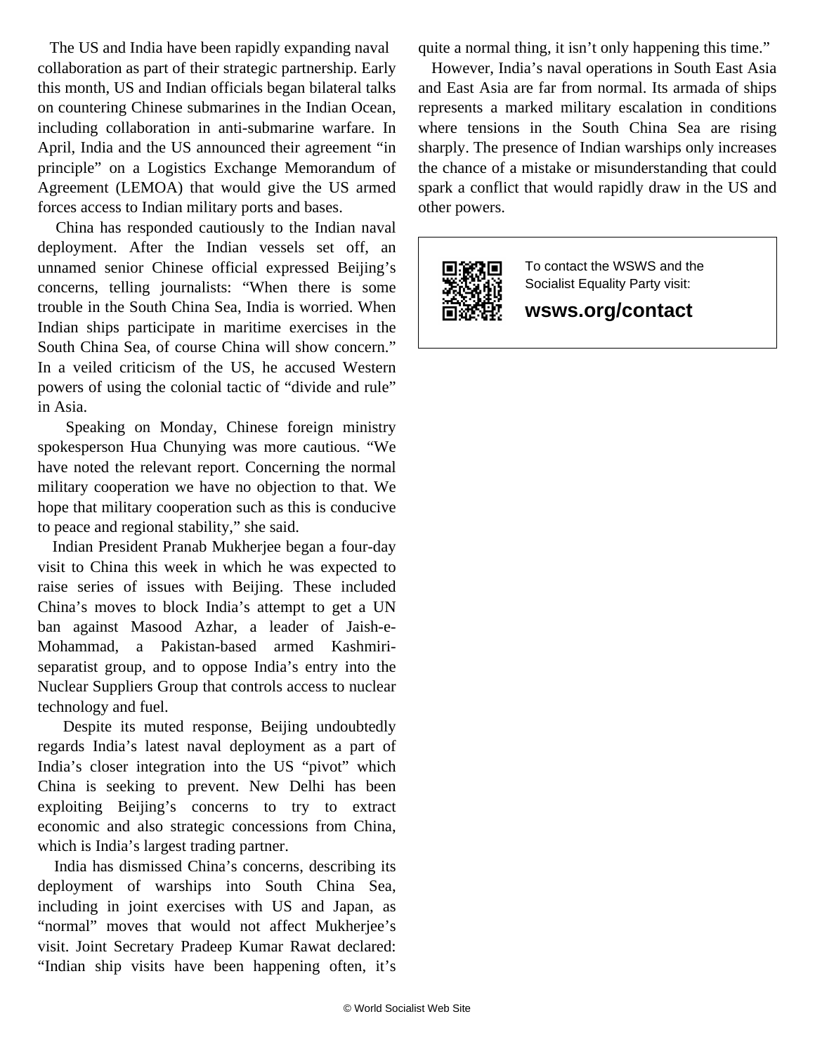The US and India have been rapidly expanding naval collaboration as part of their strategic partnership. Early this month, US and Indian officials began bilateral talks on countering Chinese submarines in the Indian Ocean, including collaboration in anti-submarine warfare. In April, India and the US announced their agreement "in principle" on a Logistics Exchange Memorandum of Agreement (LEMOA) that would give the US armed forces access to Indian military ports and bases.

China has responded cautiously to the Indian naval deployment. After the Indian vessels set off, an unnamed senior Chinese official expressed Beijing's concerns, telling journalists: "When there is some trouble in the South China Sea, India is worried. When Indian ships participate in maritime exercises in the South China Sea, of course China will show concern." In a veiled criticism of the US, he accused Western powers of using the colonial tactic of "divide and rule" in Asia.

Speaking on Monday, Chinese foreign ministry spokesperson Hua Chunying was more cautious. "We have noted the relevant report. Concerning the normal military cooperation we have no objection to that. We hope that military cooperation such as this is conducive to peace and regional stability," she said.

Indian President Pranab Mukherjee began a four-day visit to China this week in which he was expected to raise series of issues with Beijing. These included China's moves to block India's attempt to get a UN ban against Masood Azhar, a leader of Jaish-e-Mohammad, a Pakistan-based armed Kashmiri-separatist group, and to oppose India's entry into the Nuclear Suppliers Group that controls access to nuclear technology and fuel.

Despite its muted response, Beijing undoubtedly regards India's latest naval deployment as a part of India's closer integration into the US "pivot" which China is seeking to prevent. New Delhi has been exploiting Beijing's concerns to try to extract economic and also strategic concessions from China, which is India's largest trading partner.

India has dismissed China's concerns, describing its deployment of warships into South China Sea, including in joint exercises with US and Japan, as "normal" moves that would not affect Mukherjee's visit. Joint Secretary Pradeep Kumar Rawat declared: "Indian ship visits have been happening often, it's quite a normal thing, it isn't only happening this time."

However, India's naval operations in South East Asia and East Asia are far from normal. Its armada of ships represents a marked military escalation in conditions where tensions in the South China Sea are rising sharply. The presence of Indian warships only increases the chance of a mistake or misunderstanding that could spark a conflict that would rapidly draw in the US and other powers.

To contact the WSWS and the Socialist Equality Party visit:

**wsws.org/contact**